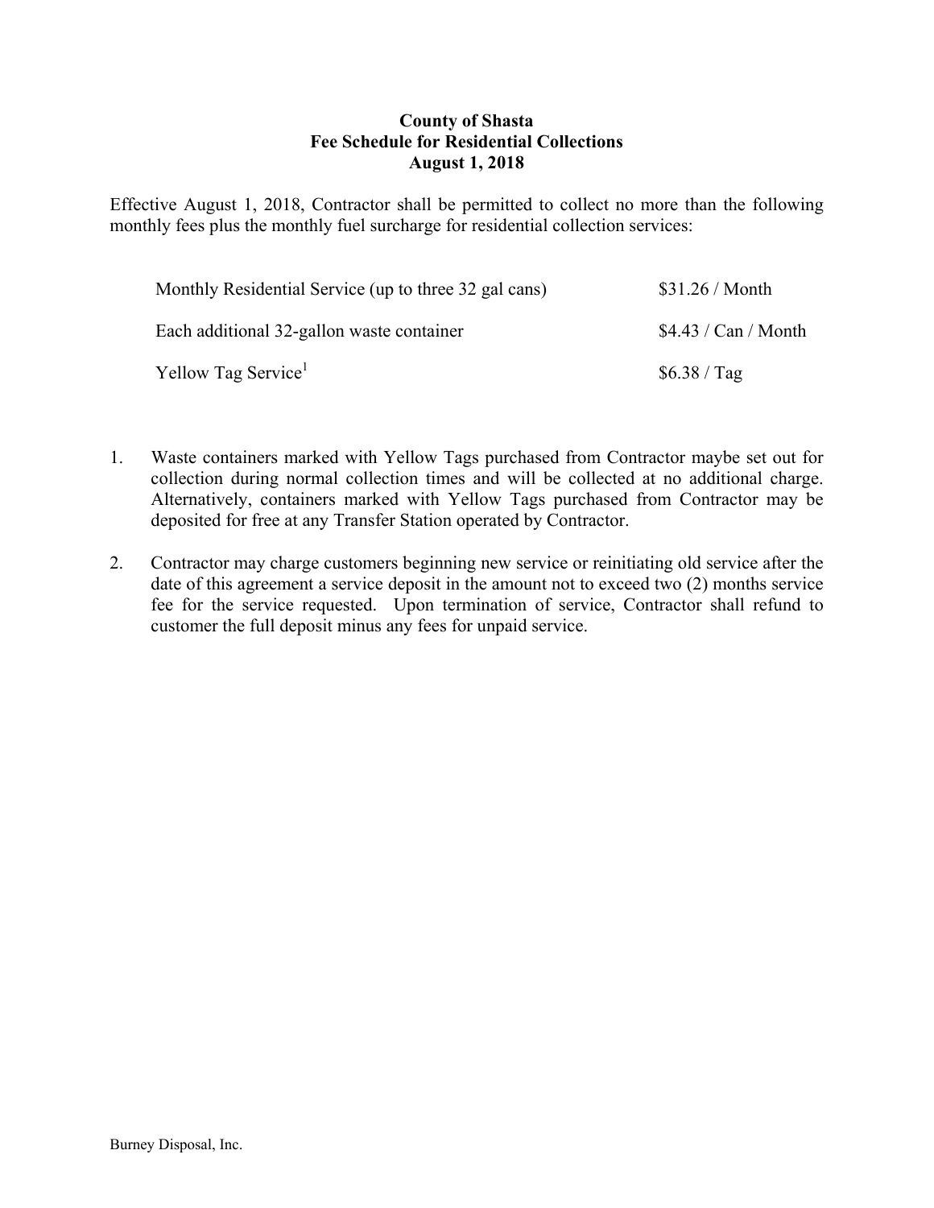**County of Shasta**
**Fee Schedule for Residential Collections**
**August 1, 2018**

Effective August 1, 2018, Contractor shall be permitted to collect no more than the following monthly fees plus the monthly fuel surcharge for residential collection services:

| | |
|---|---|
| Monthly Residential Service (up to three 32 gal cans) | $31.26 / Month |
| Each additional 32-gallon waste container | $4.43 / Can / Month |
| Yellow Tag Service[1] | $6.38 / Tag |

1. Waste containers marked with Yellow Tags purchased from Contractor maybe set out for collection during normal collection times and will be collected at no additional charge. Alternatively, containers marked with Yellow Tags purchased from Contractor may be deposited for free at any Transfer Station operated by Contractor.

2. Contractor may charge customers beginning new service or reinitiating old service after the date of this agreement a service deposit in the amount not to exceed two (2) months service fee for the service requested. Upon termination of service, Contractor shall refund to customer the full deposit minus any fees for unpaid service.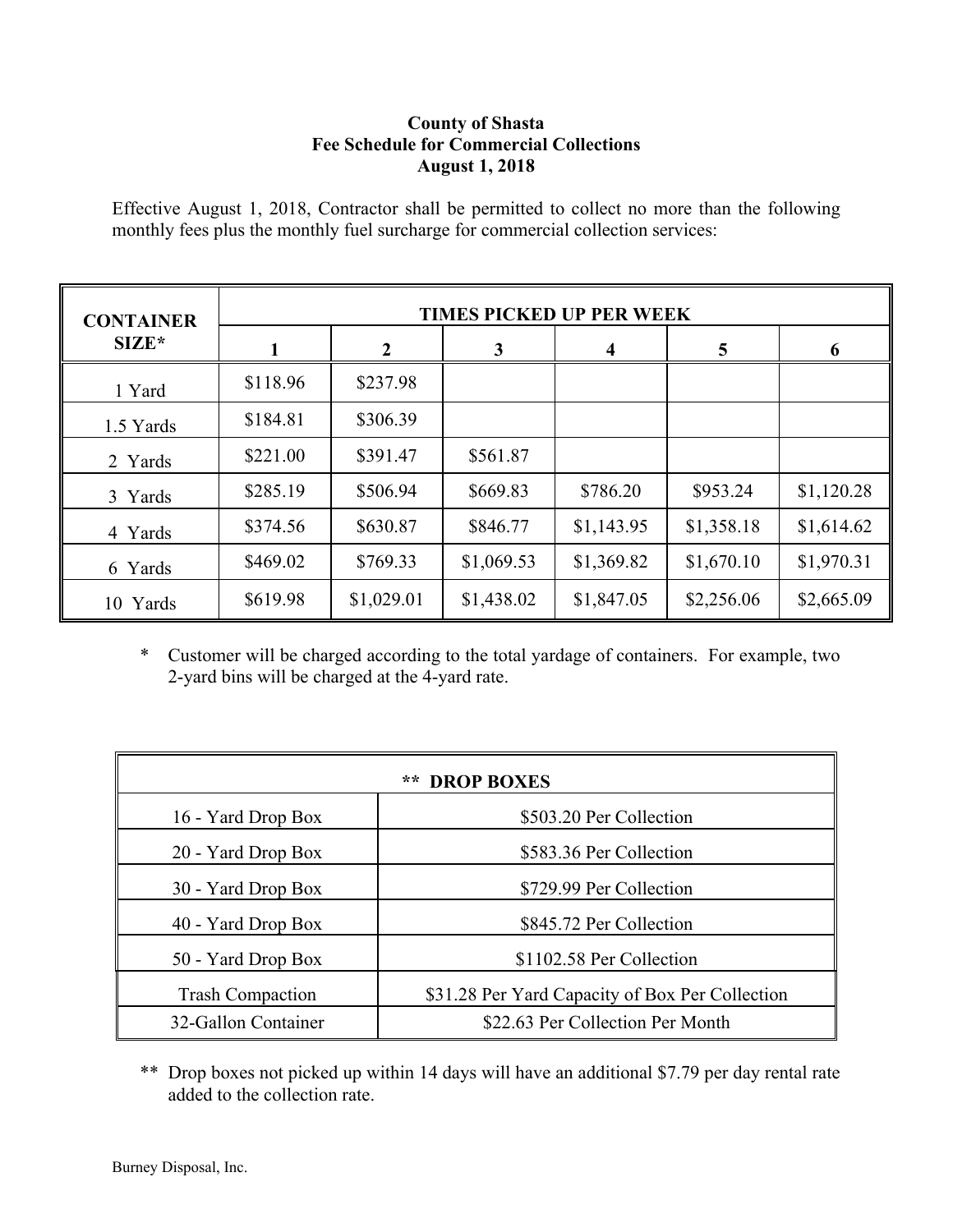**County of Shasta**
**Fee Schedule for Commercial Collections**
**August 1, 2018**

Effective August 1, 2018, Contractor shall be permitted to collect no more than the following monthly fees plus the monthly fuel surcharge for commercial collection services:

| CONTAINER SIZE* | TIMES PICKED UP PER WEEK | | | | | |
|---|---|---|---|---|---|---|
| | 1 | 2 | 3 | 4 | 5 | 6 |
| 1 Yard | $118.96 | $237.98 | | | | |
| 1.5 Yards | $184.81 | $306.39 | | | | |
| 2 Yards | $221.00 | $391.47 | $561.87 | | | |
| 3 Yards | $285.19 | $506.94 | $669.83 | $786.20 | $953.24 | $1,120.28 |
| 4 Yards | $374.56 | $630.87 | $846.77 | $1,143.95 | $1,358.18 | $1,614.62 |
| 6 Yards | $469.02 | $769.33 | $1,069.53 | $1,369.82 | $1,670.10 | $1,970.31 |
| 10 Yards | $619.98 | $1,029.01 | $1,438.02 | $1,847.05 | $2,256.06 | $2,665.09 |

\* Customer will be charged according to the total yardage of containers. For example, two 2-yard bins will be charged at the 4-yard rate.

| ** DROP BOXES | |
|---|---|
| 16 - Yard Drop Box | $503.20 Per Collection |
| 20 - Yard Drop Box | $583.36 Per Collection |
| 30 - Yard Drop Box | $729.99 Per Collection |
| 40 - Yard Drop Box | $845.72 Per Collection |
| 50 - Yard Drop Box | $1102.58 Per Collection |
| Trash Compaction | $31.28 Per Yard Capacity of Box Per Collection |
| 32-Gallon Container | $22.63 Per Collection Per Month |

** Drop boxes not picked up within 14 days will have an additional $7.79 per day rental rate added to the collection rate.

Burney Disposal, Inc.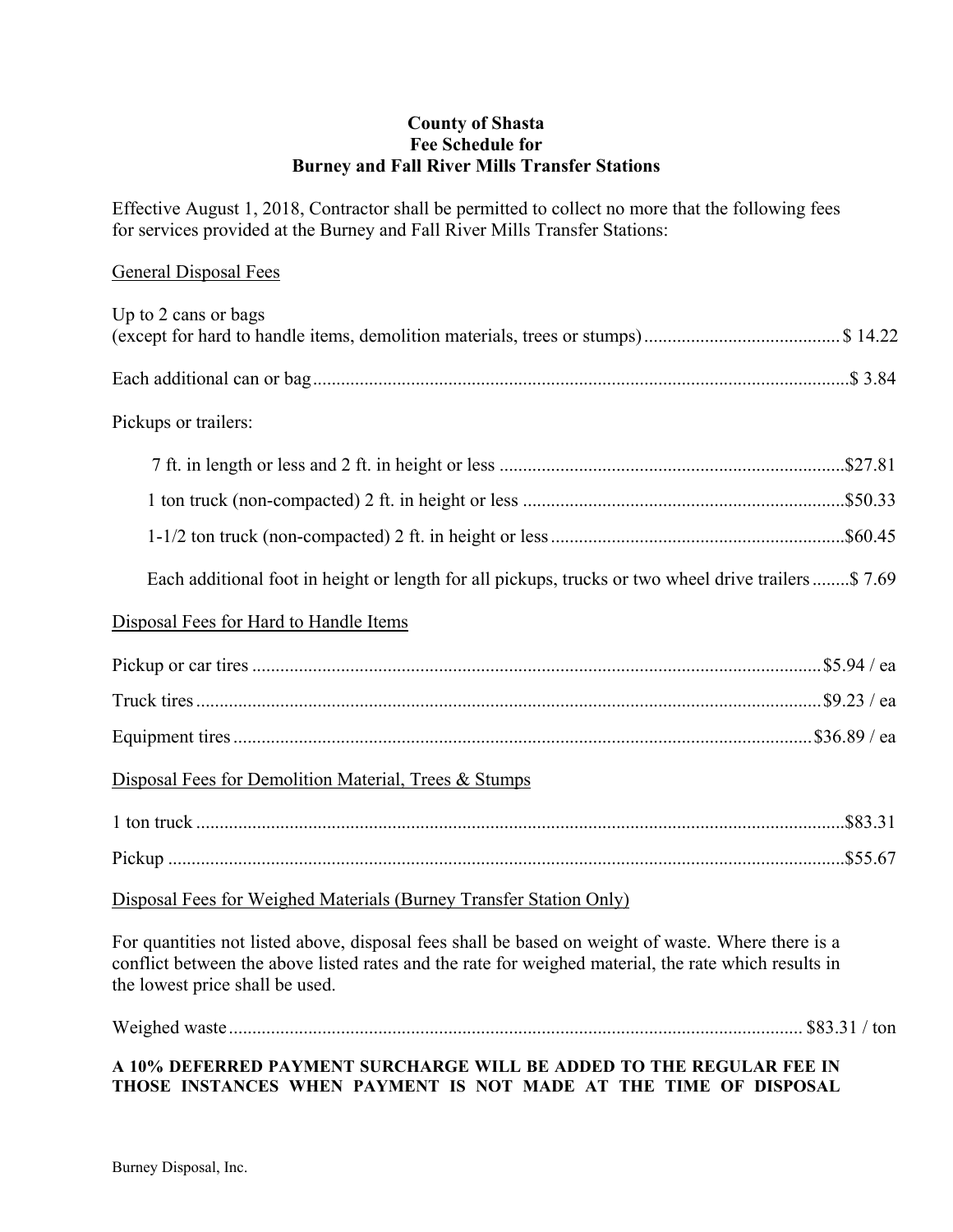**County of Shasta**
**Fee Schedule for**
**Burney and Fall River Mills Transfer Stations**

Effective August 1, 2018, Contractor shall be permitted to collect no more that the following fees for services provided at the Burney and Fall River Mills Transfer Stations:

<u>General Disposal Fees</u>

Up to 2 cans or bags
(except for hard to handle items, demolition materials, trees or stumps) .......................................... $ 14.22

Each additional can or bag .................................................................................................................. $ 3.84

Pickups or trailers:

- 7 ft. in length or less and 2 ft. in height or less .......................................................................... $27.81
- 1 ton truck (non-compacted) 2 ft. in height or less ..................................................................... $50.33
- 1-1/2 ton truck (non-compacted) 2 ft. in height or less ............................................................... $60.45
- Each additional foot in height or length for all pickups, trucks or two wheel drive trailers ........ $ 7.69

<u>Disposal Fees for Hard to Handle Items</u>

Pickup or car tires ........................................................................................................................ $5.94 / ea

Truck tires ..................................................................................................................................... $9.23 / ea

Equipment tires .......................................................................................................................... $36.89 / ea

<u>Disposal Fees for Demolition Material, Trees & Stumps</u>

1 ton truck ........................................................................................................................................... $83.31

Pickup ................................................................................................................................................. $55.67

<u>Disposal Fees for Weighed Materials (Burney Transfer Station Only)</u>

For quantities not listed above, disposal fees shall be based on weight of waste. Where there is a conflict between the above listed rates and the rate for weighed material, the rate which results in the lowest price shall be used.

Weighed waste ........................................................................................................................ $83.31 / ton

**A 10% DEFERRED PAYMENT SURCHARGE WILL BE ADDED TO THE REGULAR FEE IN THOSE INSTANCES WHEN PAYMENT IS NOT MADE AT THE TIME OF DISPOSAL**

Burney Disposal, Inc.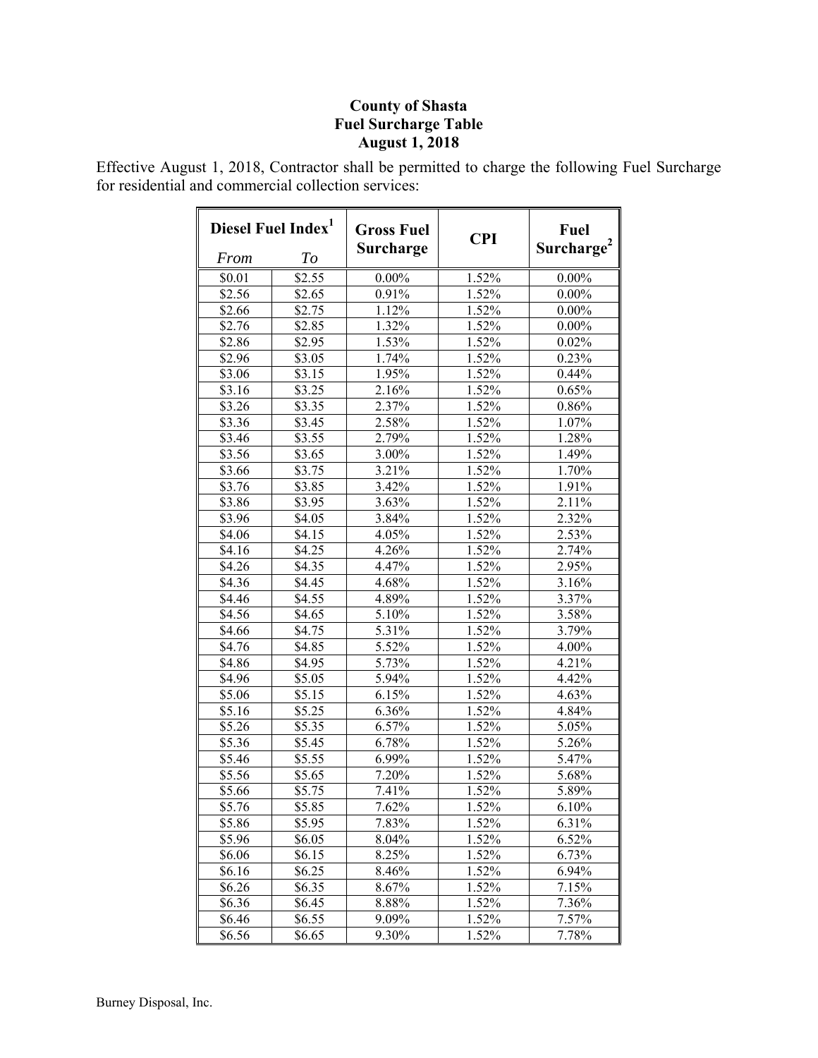**County of Shasta**
**Fuel Surcharge Table**
**August 1, 2018**

Effective August 1, 2018, Contractor shall be permitted to charge the following Fuel Surcharge for residential and commercial collection services:

| Diesel Fuel Index[1] | | Gross Fuel Surcharge | CPI | Fuel Surcharge[2] |
|---|---|---|---|---|
| *From* | *To* | | | |
| $0.01 | $2.55 | 0.00% | 1.52% | 0.00% |
| $2.56 | $2.65 | 0.91% | 1.52% | 0.00% |
| $2.66 | $2.75 | 1.12% | 1.52% | 0.00% |
| $2.76 | $2.85 | 1.32% | 1.52% | 0.00% |
| $2.86 | $2.95 | 1.53% | 1.52% | 0.02% |
| $2.96 | $3.05 | 1.74% | 1.52% | 0.23% |
| $3.06 | $3.15 | 1.95% | 1.52% | 0.44% |
| $3.16 | $3.25 | 2.16% | 1.52% | 0.65% |
| $3.26 | $3.35 | 2.37% | 1.52% | 0.86% |
| $3.36 | $3.45 | 2.58% | 1.52% | 1.07% |
| $3.46 | $3.55 | 2.79% | 1.52% | 1.28% |
| $3.56 | $3.65 | 3.00% | 1.52% | 1.49% |
| $3.66 | $3.75 | 3.21% | 1.52% | 1.70% |
| $3.76 | $3.85 | 3.42% | 1.52% | 1.91% |
| $3.86 | $3.95 | 3.63% | 1.52% | 2.11% |
| $3.96 | $4.05 | 3.84% | 1.52% | 2.32% |
| $4.06 | $4.15 | 4.05% | 1.52% | 2.53% |
| $4.16 | $4.25 | 4.26% | 1.52% | 2.74% |
| $4.26 | $4.35 | 4.47% | 1.52% | 2.95% |
| $4.36 | $4.45 | 4.68% | 1.52% | 3.16% |
| $4.46 | $4.55 | 4.89% | 1.52% | 3.37% |
| $4.56 | $4.65 | 5.10% | 1.52% | 3.58% |
| $4.66 | $4.75 | 5.31% | 1.52% | 3.79% |
| $4.76 | $4.85 | 5.52% | 1.52% | 4.00% |
| $4.86 | $4.95 | 5.73% | 1.52% | 4.21% |
| $4.96 | $5.05 | 5.94% | 1.52% | 4.42% |
| $5.06 | $5.15 | 6.15% | 1.52% | 4.63% |
| $5.16 | $5.25 | 6.36% | 1.52% | 4.84% |
| $5.26 | $5.35 | 6.57% | 1.52% | 5.05% |
| $5.36 | $5.45 | 6.78% | 1.52% | 5.26% |
| $5.46 | $5.55 | 6.99% | 1.52% | 5.47% |
| $5.56 | $5.65 | 7.20% | 1.52% | 5.68% |
| $5.66 | $5.75 | 7.41% | 1.52% | 5.89% |
| $5.76 | $5.85 | 7.62% | 1.52% | 6.10% |
| $5.86 | $5.95 | 7.83% | 1.52% | 6.31% |
| $5.96 | $6.05 | 8.04% | 1.52% | 6.52% |
| $6.06 | $6.15 | 8.25% | 1.52% | 6.73% |
| $6.16 | $6.25 | 8.46% | 1.52% | 6.94% |
| $6.26 | $6.35 | 8.67% | 1.52% | 7.15% |
| $6.36 | $6.45 | 8.88% | 1.52% | 7.36% |
| $6.46 | $6.55 | 9.09% | 1.52% | 7.57% |
| $6.56 | $6.65 | 9.30% | 1.52% | 7.78% |

Burney Disposal, Inc.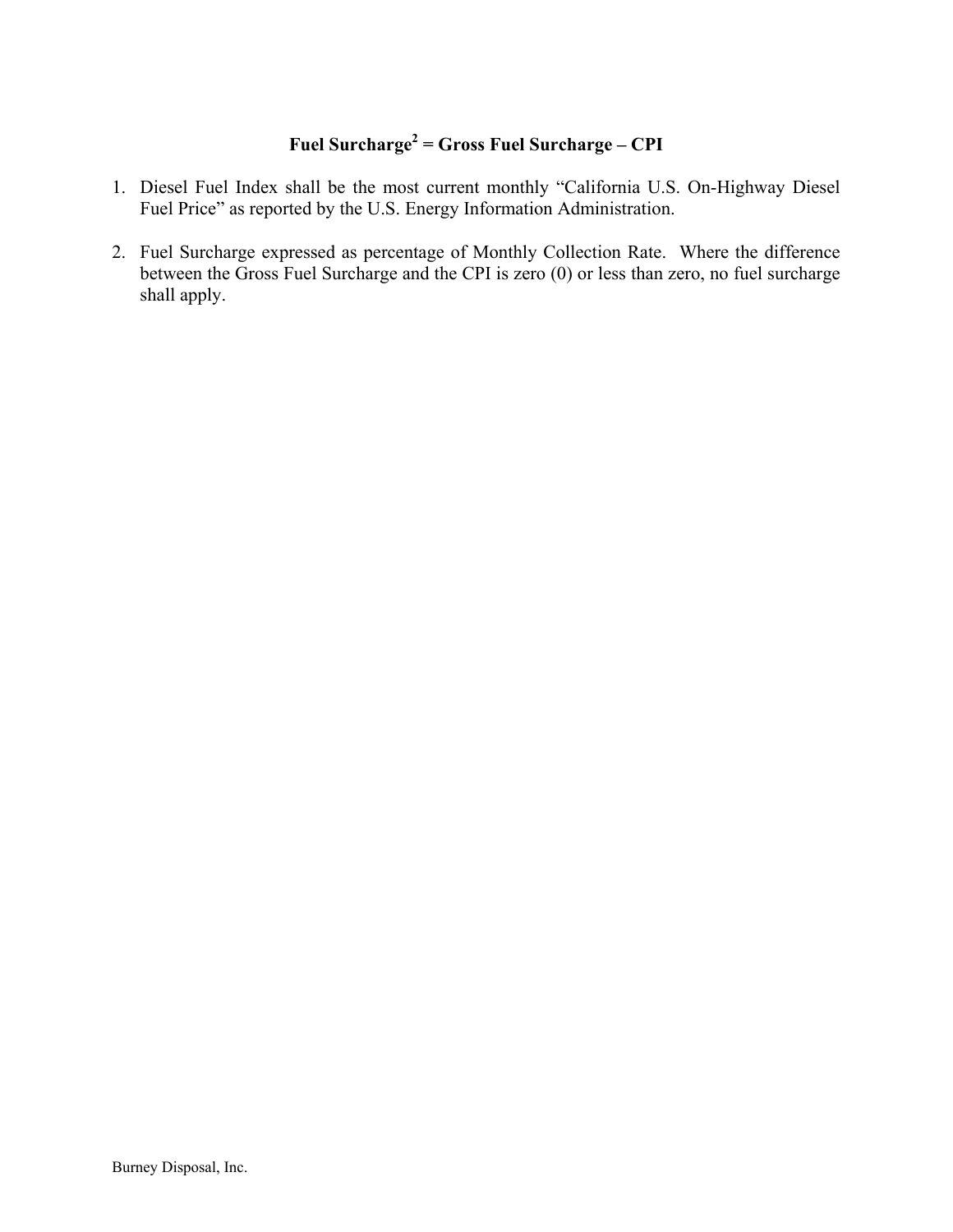**Fuel Surcharge[2] = Gross Fuel Surcharge – CPI**

1. Diesel Fuel Index shall be the most current monthly "California U.S. On-Highway Diesel Fuel Price" as reported by the U.S. Energy Information Administration.

2. Fuel Surcharge expressed as percentage of Monthly Collection Rate. Where the difference between the Gross Fuel Surcharge and the CPI is zero (0) or less than zero, no fuel surcharge shall apply.